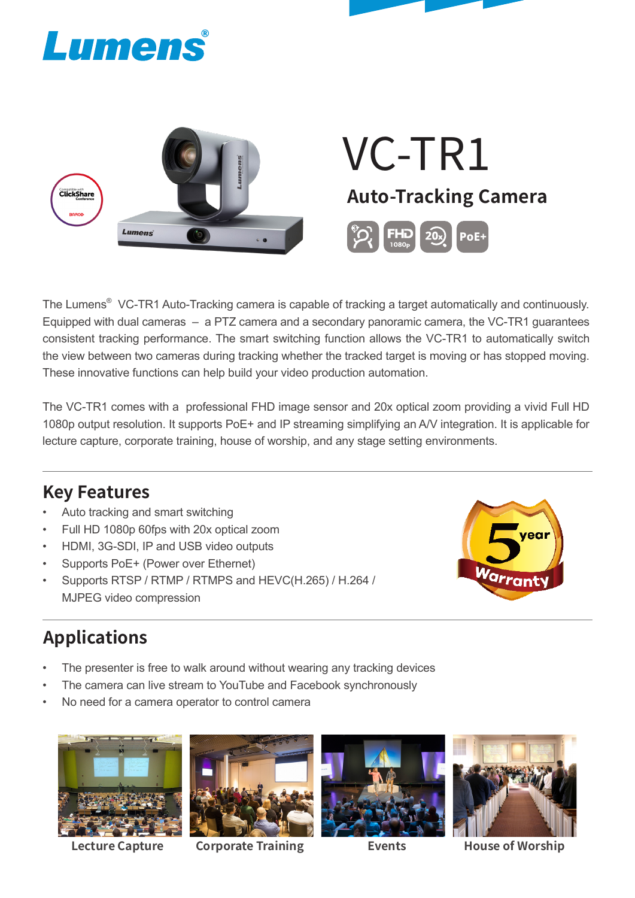# VC-TR1

## Auto-Tracking Camera

The Lumens® VC-TR1 Auto-Tracking camera is capable of tracking a target automatically and continuously. Equipped with dual cameras – a PTZ camera and a secondary panoramic camera, the VC-TR1 guarantees consistent tracking performance. The smart switching function allows the VC-TR1 to automatically switch the view between two cameras during tracking whether the tracked target is moving or has stopped moving. These innovative functions can help build your video production automation.

The VC-TR1 comes with a professional FHD image sensor and 20x optical zoom providing a vivid Full HD 1080p output resolution. It supports PoE+ and IP streaming simplifying an A/V integration. It is applicable for lecture capture, corporate training, house of worship, and any stage setting environments.

## Key Features

- Auto tracking and smart switching
- Full HD 1080p 60fps with 20x optical zoom
- HDMI, 3G-SDI, IP and USB video outputs
- Supports PoE+ (Power over Ethernet)
- Supports RTSP / RTMP / RTMPS and HEVC(H.265) / H.264 / MJPEG video compression

## Applications

- The presenter is free to walk around without wearing any tracking devices
- The camera can live stream to YouTube and Facebook synchronously
- No need for a camera operator to control camera

Lecture Capture | Corporate Training | Events | House of Worship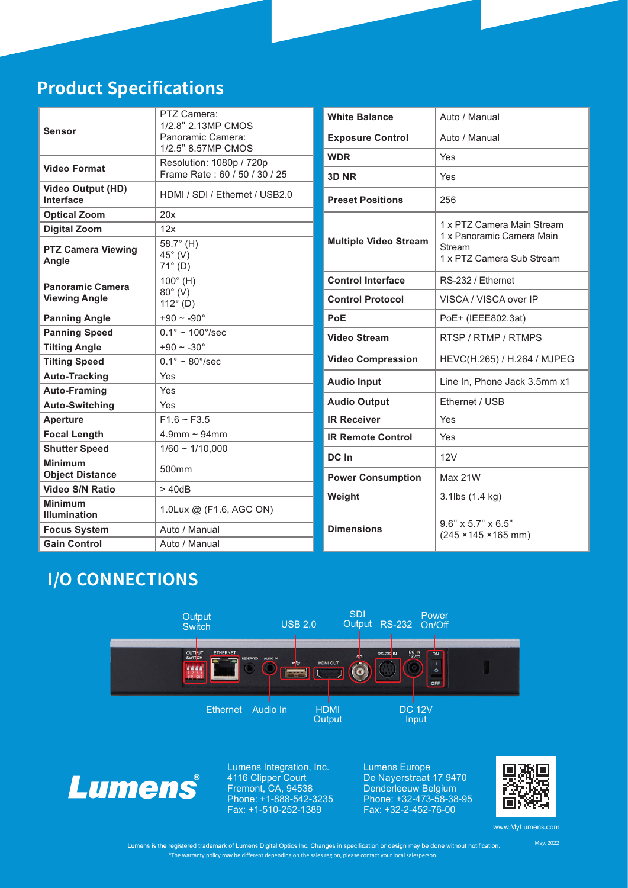## Product Specifications

| | |
|---|---|
| **Sensor** | PTZ Camera: 1/2.8" 2.13MP CMOS<br>Panoramic Camera: 1/2.5" 8.57MP CMOS |
| **Video Format** | Resolution: 1080p / 720p<br>Frame Rate : 60 / 50 / 30 / 25 |
| **Video Output (HD) Interface** | HDMI / SDI / Ethernet / USB2.0 |
| **Optical Zoom** | 20x |
| **Digital Zoom** | 12x |
| **PTZ Camera Viewing Angle** | 58.7° (H)<br>45° (V)<br>71° (D) |
| **Panoramic Camera Viewing Angle** | 100° (H)<br>80° (V)<br>112° (D) |
| **Panning Angle** | +90 ~ -90° |
| **Panning Speed** | 0.1° ~ 100°/sec |
| **Tilting Angle** | +90 ~ -30° |
| **Tilting Speed** | 0.1° ~ 80°/sec |
| **Auto-Tracking** | Yes |
| **Auto-Framing** | Yes |
| **Auto-Switching** | Yes |
| **Aperture** | F1.6 ~ F3.5 |
| **Focal Length** | 4.9mm ~ 94mm |
| **Shutter Speed** | 1/60 ~ 1/10,000 |
| **Minimum Object Distance** | 500mm |
| **Video S/N Ratio** | > 40dB |
| **Minimum Illumination** | 1.0Lux @ (F1.6, AGC ON) |
| **Focus System** | Auto / Manual |
| **Gain Control** | Auto / Manual |

| | |
|---|---|
| **White Balance** | Auto / Manual |
| **Exposure Control** | Auto / Manual |
| **WDR** | Yes |
| **3D NR** | Yes |
| **Preset Positions** | 256 |
| **Multiple Video Stream** | 1 x PTZ Camera Main Stream<br>1 x Panoramic Camera Main Stream<br>1 x PTZ Camera Sub Stream |
| **Control Interface** | RS-232 / Ethernet |
| **Control Protocol** | VISCA / VISCA over IP |
| **PoE** | PoE+ (IEEE802.3at) |
| **Video Stream** | RTSP / RTMP / RTMPS |
| **Video Compression** | HEVC(H.265) / H.264 / MJPEG |
| **Audio Input** | Line In, Phone Jack 3.5mm x1 |
| **Audio Output** | Ethernet / USB |
| **IR Receiver** | Yes |
| **IR Remote Control** | Yes |
| **DC In** | 12V |
| **Power Consumption** | Max 21W |
| **Weight** | 3.1lbs (1.4 kg) |
| **Dimensions** | 9.6" x 5.7" x 6.5"<br>(245 ×145 ×165 mm) |

## I/O CONNECTIONS

Output Switch
USB 2.0
SDI Output
RS-232
Power On/Off
Ethernet
Audio In
HDMI Output
DC 12V Input

**Lumens®**

Lumens Integration, Inc.
4116 Clipper Court
Fremont, CA, 94538
Phone: +1-888-542-3235
Fax: +1-510-252-1389

Lumens Europe
De Nayerstraat 17 9470
Denderleeuw Belgium
Phone: +32-473-58-38-95
Fax: +32-2-452-76-00

www.MyLumens.com

Lumens is the registered trademark of Lumens Digital Optics Inc. Changes in specification or design may be done without notification.
*The warranty policy may be different depending on the sales region, please contact your local salesperson.

May, 2022